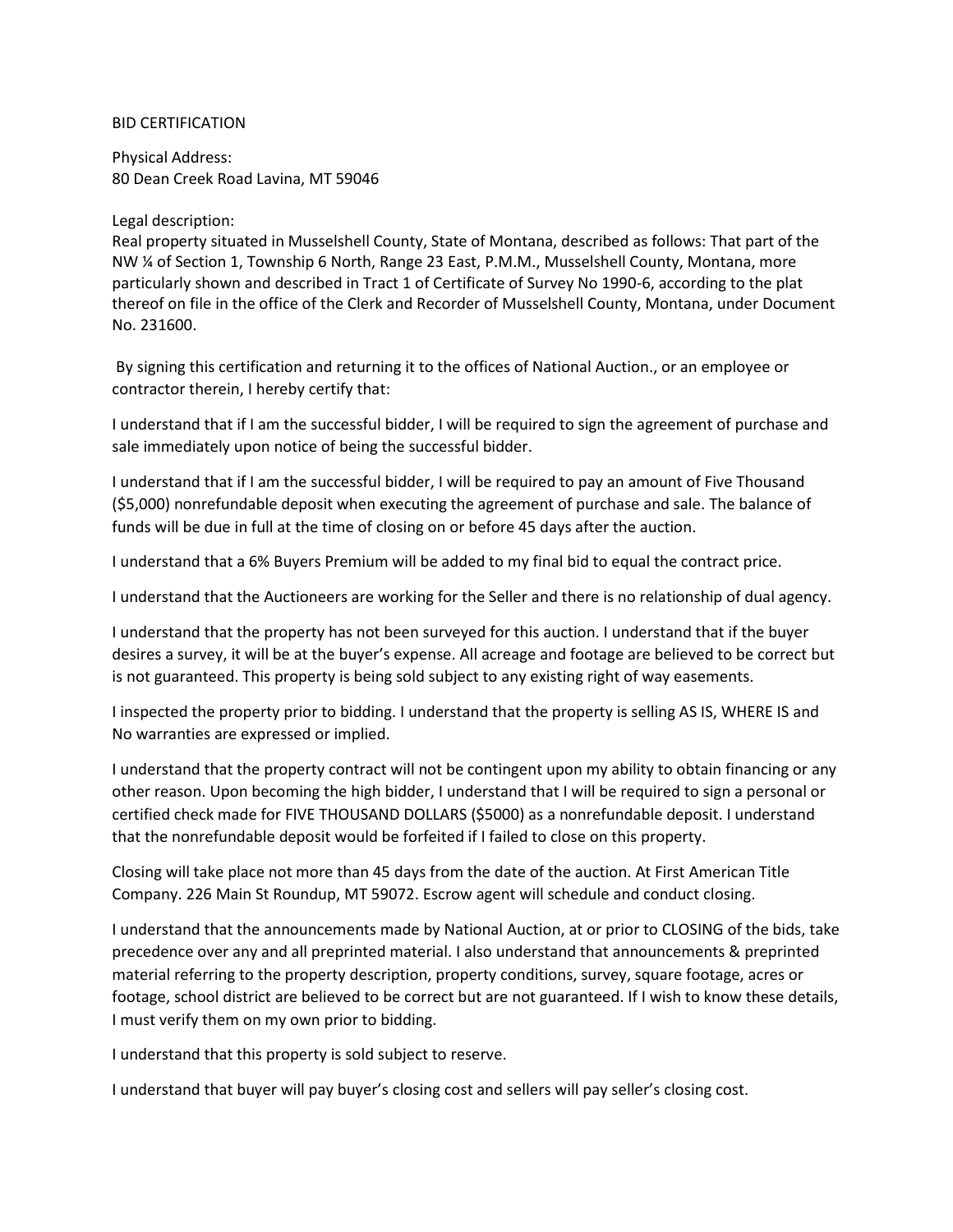# BID CERTIFICATION

Physical Address:
80 Dean Creek Road Lavina, MT 59046

Legal description:
Real property situated in Musselshell County, State of Montana, described as follows: That part of the NW ¼ of Section 1, Township 6 North, Range 23 East, P.M.M., Musselshell County, Montana, more particularly shown and described in Tract 1 of Certificate of Survey No 1990-6, according to the plat thereof on file in the office of the Clerk and Recorder of Musselshell County, Montana, under Document No. 231600.

By signing this certification and returning it to the offices of National Auction., or an employee or contractor therein, I hereby certify that:

I understand that if I am the successful bidder, I will be required to sign the agreement of purchase and sale immediately upon notice of being the successful bidder.

I understand that if I am the successful bidder, I will be required to pay an amount of Five Thousand ($5,000) nonrefundable deposit when executing the agreement of purchase and sale. The balance of funds will be due in full at the time of closing on or before 45 days after the auction.

I understand that a 6% Buyers Premium will be added to my final bid to equal the contract price.

I understand that the Auctioneers are working for the Seller and there is no relationship of dual agency.

I understand that the property has not been surveyed for this auction. I understand that if the buyer desires a survey, it will be at the buyer's expense. All acreage and footage are believed to be correct but is not guaranteed. This property is being sold subject to any existing right of way easements.

I inspected the property prior to bidding. I understand that the property is selling AS IS, WHERE IS and No warranties are expressed or implied.

I understand that the property contract will not be contingent upon my ability to obtain financing or any other reason. Upon becoming the high bidder, I understand that I will be required to sign a personal or certified check made for FIVE THOUSAND DOLLARS ($5000) as a nonrefundable deposit. I understand that the nonrefundable deposit would be forfeited if I failed to close on this property.

Closing will take place not more than 45 days from the date of the auction. At First American Title Company. 226 Main St Roundup, MT 59072. Escrow agent will schedule and conduct closing.

I understand that the announcements made by National Auction, at or prior to CLOSING of the bids, take precedence over any and all preprinted material. I also understand that announcements & preprinted material referring to the property description, property conditions, survey, square footage, acres or footage, school district are believed to be correct but are not guaranteed. If I wish to know these details, I must verify them on my own prior to bidding.

I understand that this property is sold subject to reserve.

I understand that buyer will pay buyer's closing cost and sellers will pay seller's closing cost.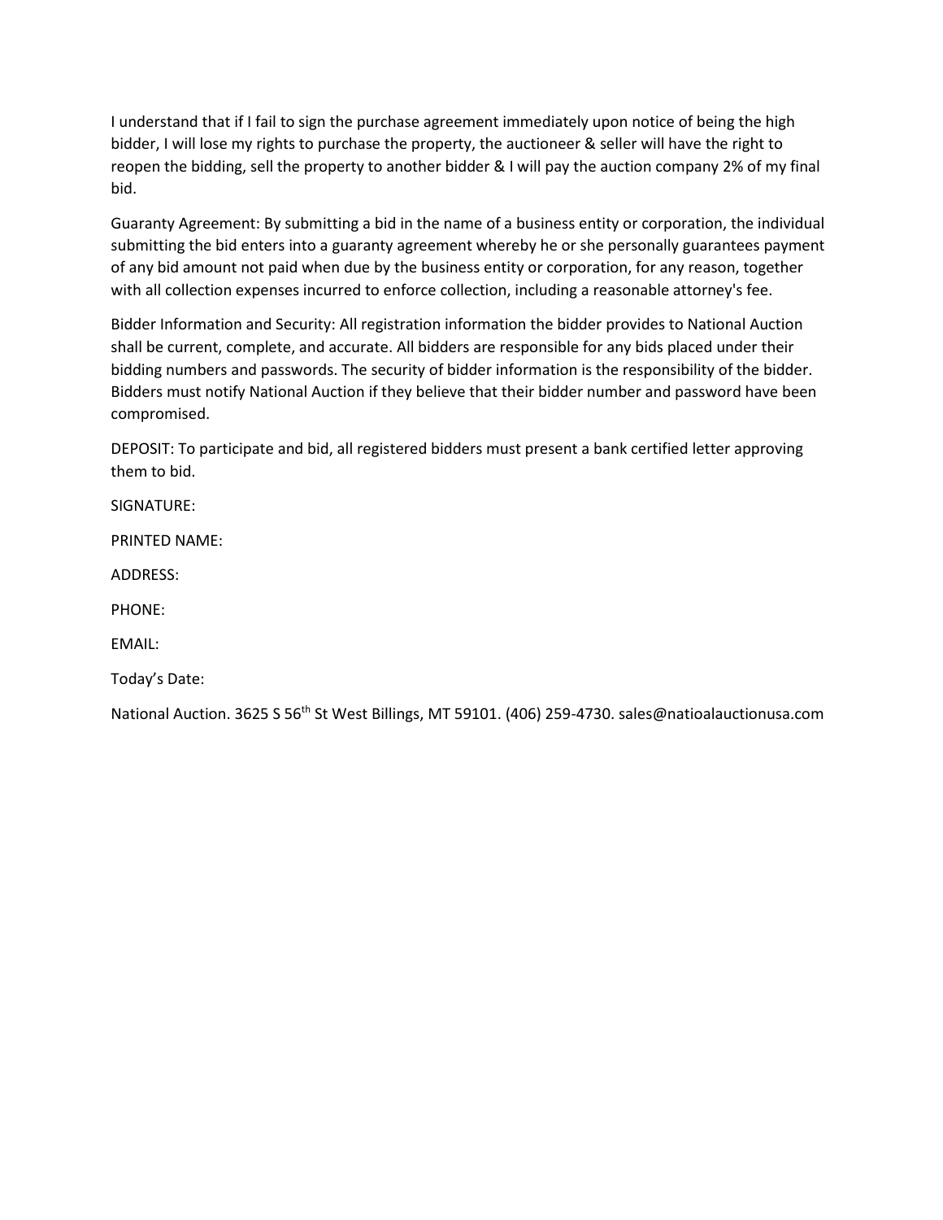I understand that if I fail to sign the purchase agreement immediately upon notice of being the high bidder, I will lose my rights to purchase the property, the auctioneer & seller will have the right to reopen the bidding, sell the property to another bidder & I will pay the auction company 2% of my final bid.

Guaranty Agreement: By submitting a bid in the name of a business entity or corporation, the individual submitting the bid enters into a guaranty agreement whereby he or she personally guarantees payment of any bid amount not paid when due by the business entity or corporation, for any reason, together with all collection expenses incurred to enforce collection, including a reasonable attorney's fee.

Bidder Information and Security: All registration information the bidder provides to National Auction shall be current, complete, and accurate. All bidders are responsible for any bids placed under their bidding numbers and passwords. The security of bidder information is the responsibility of the bidder. Bidders must notify National Auction if they believe that their bidder number and password have been compromised.

DEPOSIT: To participate and bid, all registered bidders must present a bank certified letter approving them to bid.

SIGNATURE:

PRINTED NAME:

ADDRESS:

PHONE:

EMAIL:

Today's Date:

National Auction. 3625 S 56th St West Billings, MT 59101. (406) 259-4730. sales@natioalauctionusa.com